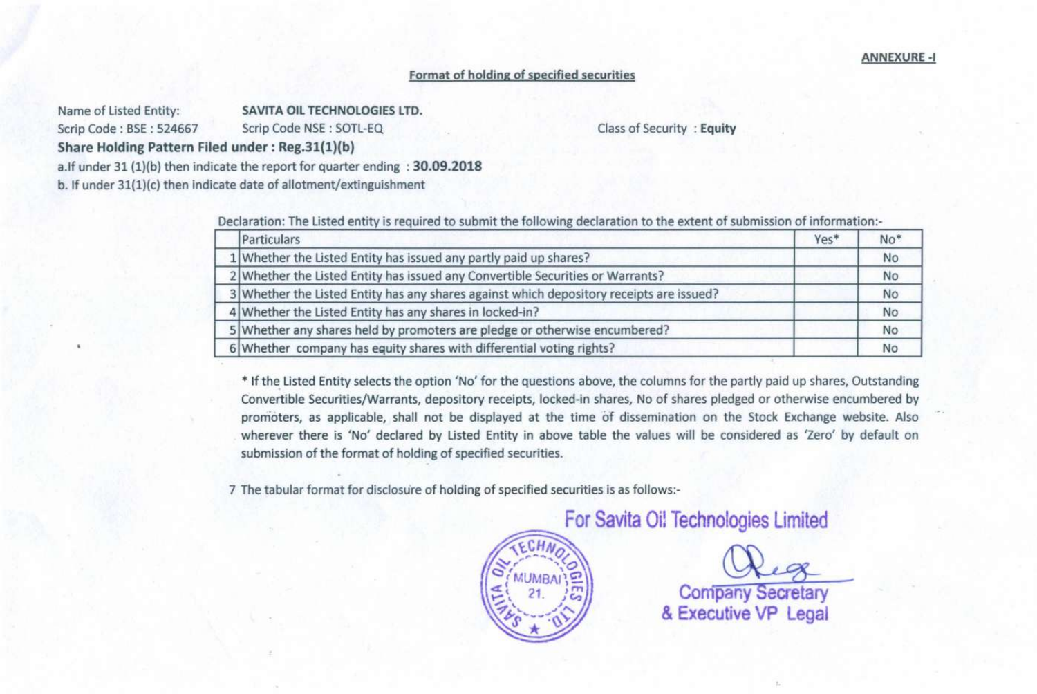**ANNEXURE -I**

**Format of holding of specified securities**

Name of Listed Entity: **SAVITA OIL TECHNOLOGIES LTD.**

Scrip Code : BSE : 524667 Scrip Code NSE : SOTL-EQ Class of Security : **Equity**

**Share Holding Pattern Filed under : Reg.31(1)(b)**

a.If under 31 (1)(b) then indicate the report for quarter ending : **30.09.2018**

b. If under 31(1)(c) then indicate date of allotment/extinguishment

Declaration: The Listed entity is required to submit the following declaration to the extent of submission of information:-

| | Particulars | Yes* | No* |
|---|---|---|---|
| 1 | Whether the Listed Entity has issued any partly paid up shares? | | No |
| 2 | Whether the Listed Entity has issued any Convertible Securities or Warrants? | | No |
| 3 | Whether the Listed Entity has any shares against which depository receipts are issued? | | No |
| 4 | Whether the Listed Entity has any shares in locked-in? | | No |
| 5 | Whether any shares held by promoters are pledge or otherwise encumbered? | | No |
| 6 | Whether company has equity shares with differential voting rights? | | No |

* If the Listed Entity selects the option 'No' for the questions above, the columns for the partly paid up shares, Outstanding Convertible Securities/Warrants, depository receipts, locked-in shares, No of shares pledged or otherwise encumbered by promoters, as applicable, shall not be displayed at the time of dissemination on the Stock Exchange website. Also wherever there is 'No' declared by Listed Entity in above table the values will be considered as 'Zero' by default on submission of the format of holding of specified securities.

7 The tabular format for disclosure of holding of specified securities is as follows:-

For Savita Oil Technologies Limited

Company Secretary
& Executive VP Legal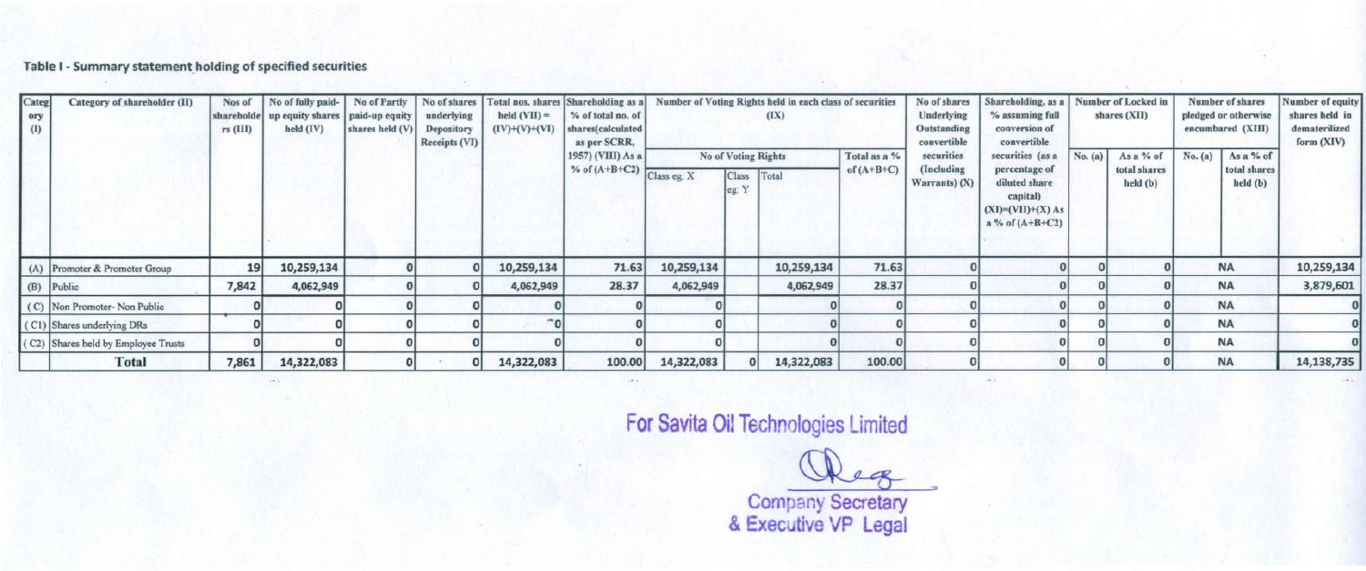### Table I - Summary statement holding of specified securities

| Category (I) | Category of shareholder (II) | Nos of shareholders (III) | No of fully paid-up equity shares held (IV) | No of Partly paid-up equity shares held (V) | No of shares underlying Depository Receipts (VI) | Total nos. shares held (VII) = (IV)+(V)+(VI) | Shareholding as a % of total no. of shares(calculated as per SCRR, 1957) (VIII) As a % of (A+B+C2) | Number of Voting Rights held in each class of securities (IX) | | | | No of shares Underlying Outstanding convertible securities (Including Warrants) (X) | Shareholding, as a % assuming full conversion of convertible securities (as a percentage of diluted share capital) (XI)=(VII)+(X) As a % of (A+B+C2) | Number of Locked in shares (XII) | | Number of shares pledged or otherwise encumbared (XIII) | | Number of equity shares held in dematerilized form (XIV) |
|---|---|---|---|---|---|---|---|---|---|---|---|---|---|---|---|---|---|---|
| | | | | | | | | No of Voting Rights | | | Total as a % of (A+B+C) | | | No. (a) | As a % of total shares held (b) | No. (a) | As a % of total shares held (b) | |
| | | | | | | | | Class eg: X | Class eg: Y | Total | | | | | | | | |
| (A) | Promoter & Promoter Group | 19 | 10,259,134 | 0 | 0 | 10,259,134 | 71.63 | 10,259,134 | | 10,259,134 | 71.63 | 0 | 0 | 0 | 0 | NA | | 10,259,134 |
| (B) | Public | 7,842 | 4,062,949 | 0 | 0 | 4,062,949 | 28.37 | 4,062,949 | | 4,062,949 | 28.37 | 0 | 0 | 0 | 0 | NA | | 3,879,601 |
| (C) | Non Promoter- Non Public | 0 | 0 | 0 | 0 | 0 | 0 | 0 | | 0 | 0 | 0 | 0 | 0 | 0 | NA | | 0 |
| (C1) | Shares underlying DRs | 0 | 0 | 0 | 0 | 0 | 0 | 0 | | 0 | 0 | 0 | 0 | 0 | 0 | NA | | 0 |
| (C2) | Shares held by Employee Trusts | 0 | 0 | 0 | 0 | 0 | 0 | 0 | | 0 | 0 | 0 | 0 | 0 | 0 | NA | | 0 |
| | **Total** | 7,861 | 14,322,083 | 0 | 0 | 14,322,083 | 100.00 | 14,322,083 | 0 | 14,322,083 | 100.00 | 0 | 0 | 0 | 0 | NA | | 14,138,735 |

For Savita Oil Technologies Limited

Company Secretary
& Executive VP Legal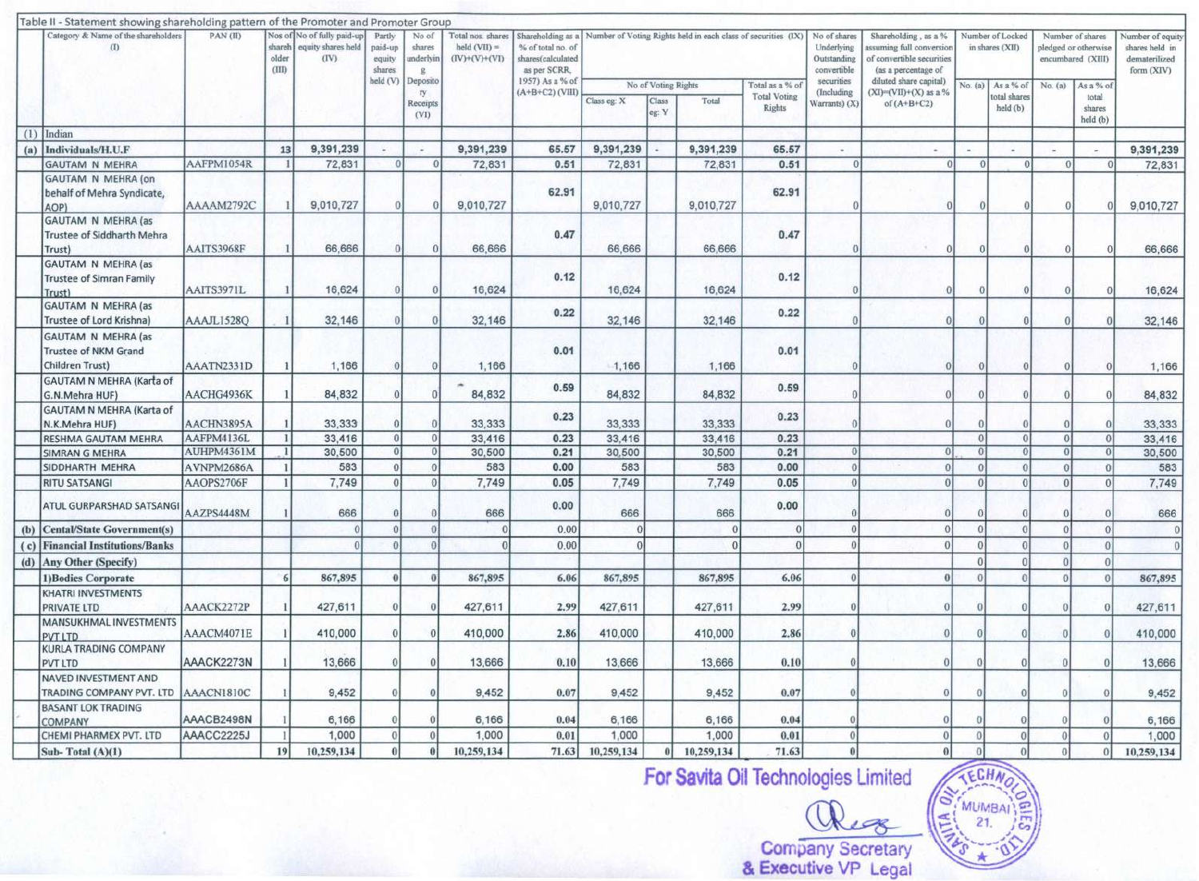Table II - Statement showing shareholding pattern of the Promoter and Promoter Group

| | Category & Name of the shareholders (I) | PAN (II) | Nos of shareholder (III) | No of fully paid-up equity shares held (IV) | Partly paid-up equity shares held (V) | No of shares underlying Depository Receipts (VI) | Total nos. shares held (VII) = (IV)+(V)+(VI) | Shareholding as a % of total no. of shares(calculated as per SCRR, 1957) As a % of (A+B+C2) (VIII) | Number of Voting Rights held in each class of securities (IX) | | | | No of shares Underlying Outstanding convertible securities (Including Warrants) (X) | Shareholding , as a % assuming full conversion of convertible securities (as a percentage of diluted share capital) (XI)=(VII)+(X) as a % of (A+B+C2) | Number of Locked in shares (XII) | | Number of shares pledged or otherwise encumbared (XIII) | | Number of equity shares held in dematerilized form (XIV) |
|---|---|---|---|---|---|---|---|---|---|---|---|---|---|---|---|---|---|---|---|
| | | | | | | | | | No of Voting Rights | | | Total as a % of Total Voting Rights | | | No. (a) | As a % of total shares held (b) | No. (a) | As a % of total shares held (b) | |
| | | | | | | | | | Class eg: X | Class eg: Y | Total | | | | | | | | |
| (1) | Indian | | | | | | | | | | | | | | | | | | |
| (a) | **Individuals/H.U.F** | | 13 | 9,391,239 | - | - | 9,391,239 | 65.57 | 9,391,239 | - | 9,391,239 | 65.57 | - | - | - | - | - | - | 9,391,239 |
| | GAUTAM N MEHRA | AAFPM1054R | 1 | 72,831 | 0 | 0 | 72,831 | 0.51 | 72,831 | | 72,831 | 0.51 | 0 | 0 | 0 | 0 | 0 | 0 | 72,831 |
| | GAUTAM N MEHRA (on behalf of Mehra Syndicate, AOP) | AAAAM2792C | 1 | 9,010,727 | 0 | 0 | 9,010,727 | 62.91 | 9,010,727 | | 9,010,727 | 62.91 | 0 | 0 | 0 | 0 | 0 | 0 | 9,010,727 |
| | GAUTAM N MEHRA (as Trustee of Siddharth Mehra Trust) | AAITS3968F | 1 | 66,666 | 0 | 0 | 66,666 | 0.47 | 66,666 | | 66,666 | 0.47 | 0 | 0 | 0 | 0 | 0 | 0 | 66,666 |
| | GAUTAM N MEHRA (as Trustee of Simran Family Trust) | AAITS3971L | 1 | 16,624 | 0 | 0 | 16,624 | 0.12 | 16,624 | | 16,624 | 0.12 | 0 | 0 | 0 | 0 | 0 | 0 | 16,624 |
| | GAUTAM N MEHRA (as Trustee of Lord Krishna) | AAAJL1528Q | 1 | 32,146 | 0 | 0 | 32,146 | 0.22 | 32,146 | | 32,146 | 0.22 | 0 | 0 | 0 | 0 | 0 | 0 | 32,146 |
| | GAUTAM N MEHRA (as Trustee of NKM Grand Children Trust) | AAATN2331D | 1 | 1,166 | 0 | 0 | 1,166 | 0.01 | 1,166 | | 1,166 | 0.01 | 0 | 0 | 0 | 0 | 0 | 0 | 1,166 |
| | GAUTAM N MEHRA (Karta of G.N.Mehra HUF) | AACHG4936K | 1 | 84,832 | 0 | 0 | 84,832 | 0.59 | 84,832 | | 84,832 | 0.59 | 0 | 0 | 0 | 0 | 0 | 0 | 84,832 |
| | GAUTAM N MEHRA (Karta of N.K.Mehra HUF) | AACHN3895A | 1 | 33,333 | 0 | 0 | 33,333 | 0.23 | 33,333 | | 33,333 | 0.23 | 0 | 0 | 0 | 0 | 0 | 0 | 33,333 |
| | RESHMA GAUTAM MEHRA | AAFPM4136L | 1 | 33,416 | 0 | 0 | 33,416 | 0.23 | 33,416 | | 33,416 | 0.23 | 0 | 0 | 0 | 0 | 0 | 0 | 33,416 |
| | SIMRAN G MEHRA | AUHPM4361M | 1 | 30,500 | 0 | 0 | 30,500 | 0.21 | 30,500 | | 30,500 | 0.21 | 0 | 0 | 0 | 0 | 0 | 0 | 30,500 |
| | SIDDHARTH MEHRA | AVNPM2686A | 1 | 583 | 0 | 0 | 583 | 0.00 | 583 | | 583 | 0.00 | 0 | 0 | 0 | 0 | 0 | 0 | 583 |
| | RITU SATSANGI | AAOPS2706F | 1 | 7,749 | 0 | 0 | 7,749 | 0.05 | 7,749 | | 7,749 | 0.05 | 0 | 0 | 0 | 0 | 0 | 0 | 7,749 |
| | ATUL GURPARSHAD SATSANGI | AAZPS4448M | 1 | 666 | 0 | 0 | 666 | 0.00 | 666 | | 666 | 0.00 | 0 | 0 | 0 | 0 | 0 | 0 | 666 |
| (b) | **Cental/State Government(s)** | | | 0 | 0 | 0 | 0 | 0.00 | 0 | | 0 | 0 | 0 | 0 | 0 | 0 | 0 | 0 | 0 |
| (c) | **Financial Institutions/Banks** | | | 0 | 0 | 0 | 0 | 0.00 | 0 | | 0 | 0 | 0 | 0 | 0 | 0 | 0 | 0 | 0 |
| (d) | **Any Other (Specify)** | | | | | | | | | | | | | | 0 | 0 | 0 | 0 | |
| | **1)Bodies Corporate** | | 6 | 867,895 | 0 | 0 | 867,895 | 6.06 | 867,895 | | 867,895 | 6.06 | 0 | 0 | 0 | 0 | 0 | 0 | 867,895 |
| | KHATRI INVESTMENTS PRIVATE LTD | AAACK2272P | 1 | 427,611 | 0 | 0 | 427,611 | 2.99 | 427,611 | | 427,611 | 2.99 | 0 | 0 | 0 | 0 | 0 | 0 | 427,611 |
| | MANSUKHMAL INVESTMENTS PVT LTD | AAACM4071E | 1 | 410,000 | 0 | 0 | 410,000 | 2.86 | 410,000 | | 410,000 | 2.86 | 0 | 0 | 0 | 0 | 0 | 0 | 410,000 |
| | KURLA TRADING COMPANY PVT LTD | AAACK2273N | 1 | 13,666 | 0 | 0 | 13,666 | 0.10 | 13,666 | | 13,666 | 0.10 | 0 | 0 | 0 | 0 | 0 | 0 | 13,666 |
| | NAVED INVESTMENT AND TRADING COMPANY PVT. LTD | AAACN1810C | 1 | 9,452 | 0 | 0 | 9,452 | 0.07 | 9,452 | | 9,452 | 0.07 | 0 | 0 | 0 | 0 | 0 | 0 | 9,452 |
| | BASANT LOK TRADING COMPANY | AAACB2498N | 1 | 6,166 | 0 | 0 | 6,166 | 0.04 | 6,166 | | 6,166 | 0.04 | 0 | 0 | 0 | 0 | 0 | 0 | 6,166 |
| | CHEMI PHARMEX PVT. LTD | AAACC2225J | 1 | 1,000 | 0 | 0 | 1,000 | 0.01 | 1,000 | | 1,000 | 0.01 | 0 | 0 | 0 | 0 | 0 | 0 | 1,000 |
| | **Sub- Total (A)(1)** | | 19 | 10,259,134 | 0 | 0 | 10,259,134 | 71.63 | 10,259,134 | 0 | 10,259,134 | 71.63 | 0 | 0 | 0 | 0 | 0 | 0 | 10,259,134 |

For Savita Oil Technologies Limited

Company Secretary
& Executive VP Legal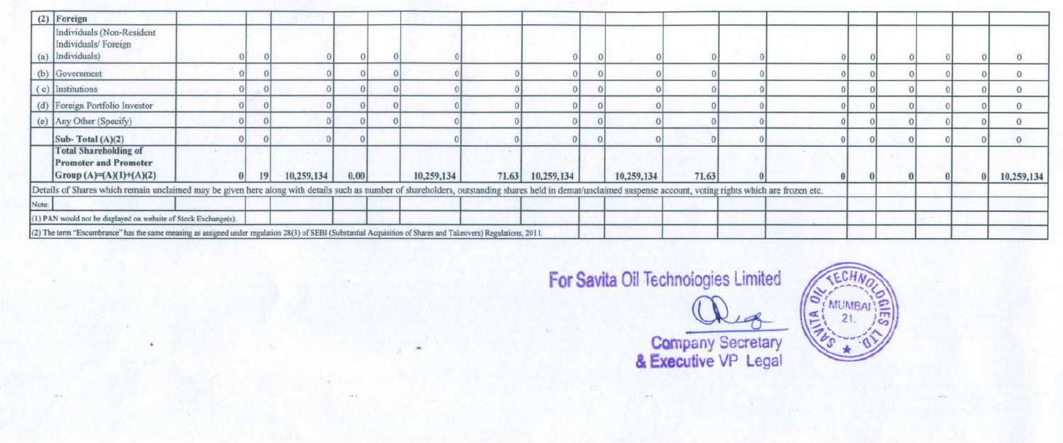| (2) | Foreign | | | | | | | | | | | | | | | | | | |
|---|---|---|---|---|---|---|---|---|---|---|---|---|---|---|---|---|---|---|---|
| (a) | Individuals (Non-Resident Individuals/ Foreign Individuals) | 0 | 0 | 0 | 0 | 0 | 0 | | 0 | 0 | 0 | 0 | 0 | 0 | 0 | 0 | 0 | 0 | 0 |
| (b) | Government | 0 | 0 | 0 | 0 | 0 | 0 | 0 | 0 | 0 | 0 | 0 | 0 | 0 | 0 | 0 | 0 | 0 | 0 |
| ( c) | Institutions | 0 | 0 | 0 | 0 | 0 | 0 | 0 | 0 | 0 | 0 | 0 | 0 | 0 | 0 | 0 | 0 | 0 | 0 |
| (d) | Foreign Portfolio Investor | 0 | 0 | 0 | 0 | 0 | 0 | 0 | 0 | 0 | 0 | 0 | 0 | 0 | 0 | 0 | 0 | 0 | 0 |
| (e) | Any Other (Specify) | 0 | 0 | 0 | 0 | 0 | 0 | 0 | 0 | 0 | 0 | 0 | 0 | 0 | 0 | 0 | 0 | 0 | 0 |
| | **Sub- Total (A)(2)** | 0 | 0 | 0 | 0 | | 0 | 0 | 0 | 0 | 0 | 0 | 0 | 0 | 0 | 0 | 0 | 0 | 0 |
| | **Total Shareholding of Promoter and Promoter Group (A)=(A)(1)+(A)(2)** | **0** | **19** | **10,259,134** | **0.00** | | **10,259,134** | **71.63** | **10,259,134** | | **10,259,134** | **71.63** | **0** | **0** | **0** | **0** | **0** | **0** | **10,259,134** |

Details of Shares which remain unclaimed may be given here along with details such as number of shareholders, outstanding shares held in demat/unclaimed suspense account, voting rights which are frozen etc.

Note:

(1) PAN would not be displayed on website of Stock Exchange(s).

(2) The term "Encumbrance" has the same meaning as assigned under regulation 28(3) of SEBI (Substantial Acquisition of Shares and Takeovers) Regulations, 2011.

For Savita Oil Technologies Limited

Company Secretary
& Executive VP Legal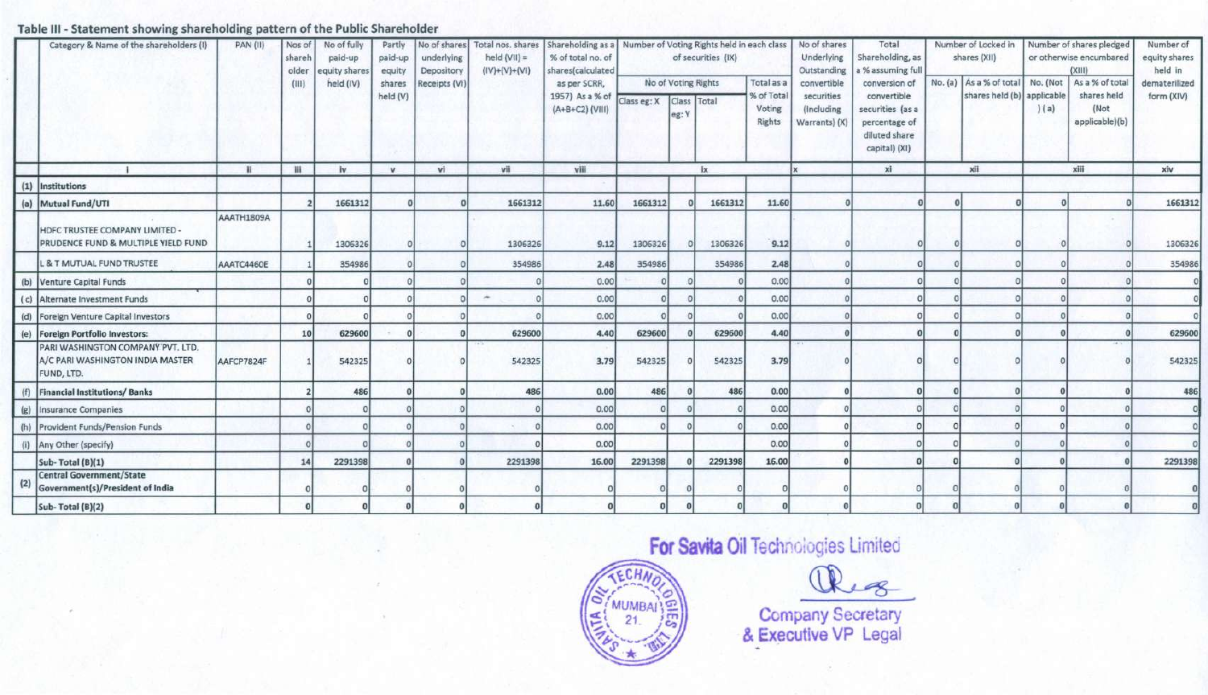## Table III - Statement showing shareholding pattern of the Public Shareholder

| | Category & Name of the shareholders (I) | PAN (II) | Nos of shareholder (III) | No of fully paid-up equity shares held (IV) | Partly paid-up equity shares held (V) | No of shares underlying Depository Receipts (VI) | Total nos. shares held (VII) = (IV)+(V)+(VI) | Shareholding as a % of total no. of shares(calculated as per SCRR, 1957) As a % of (A+B+C2) (VIII) | Number of Voting Rights held in each class of securities (IX) | | | | No of shares Underlying Outstanding convertible securities (Including Warrants) (X) | Total Shareholding, as a % assuming full conversion of convertible securities (as a percentage of diluted share capital) (XI) | Number of Locked in shares (XII) | | Number of shares pledged or otherwise encumbered (XIII) | | Number of equity shares held in dematerilized form (XIV) |
|---|---|---|---|---|---|---|---|---|---|---|---|---|---|---|---|---|---|---|---|
| | | | | | | | | | No of Voting Rights | | | Total as a % of Total Voting Rights | | | No. (a) | As a % of total shares held (b) | No. (Not applicable) (a) | As a % of total shares held (Not applicable)(b) | |
| | | | | | | | | | Class eg: X | Class eg: Y | Total | | | | | | | | |
| | I | ii | iii | iv | v | vi | vii | viii | ix | | | | x | xi | xii | | xiii | | xiv |
| (1) | **Institutions** | | | | | | | | | | | | | | | | | | |
| (a) | **Mutual Fund/UTI** | | 2 | 1661312 | 0 | 0 | 1661312 | 11.60 | 1661312 | 0 | 1661312 | 11.60 | 0 | 0 | 0 | 0 | 0 | 0 | 1661312 |
| | HDFC TRUSTEE COMPANY LIMITED - PRUDENCE FUND & MULTIPLE YIELD FUND | AAATH1809A | 1 | 1306326 | 0 | 0 | 1306326 | 9.12 | 1306326 | 0 | 1306326 | 9.12 | 0 | 0 | 0 | 0 | 0 | 0 | 1306326 |
| | L & T MUTUAL FUND TRUSTEE | AAATC4460E | 1 | 354986 | 0 | 0 | 354986 | 2.48 | 354986 | | 354986 | 2.48 | 0 | 0 | 0 | 0 | 0 | 0 | 354986 |
| (b) | Venture Capital Funds | | 0 | 0 | 0 | 0 | 0 | 0.00 | 0 | 0 | 0 | 0.00 | 0 | 0 | 0 | 0 | 0 | 0 | 0 |
| (c) | Alternate Investment Funds | | 0 | 0 | 0 | 0 | 0 | 0.00 | 0 | 0 | 0 | 0.00 | 0 | 0 | 0 | 0 | 0 | 0 | 0 |
| (d) | Foreign Venture Capital Investors | | 0 | 0 | 0 | 0 | 0 | 0.00 | 0 | 0 | 0 | 0.00 | 0 | 0 | 0 | 0 | 0 | 0 | 0 |
| (e) | **Foreign Portfolio Investors:** | | 10 | 629600 | 0 | 0 | 629600 | 4.40 | 629600 | 0 | 629600 | 4.40 | 0 | 0 | 0 | 0 | 0 | 0 | 629600 |
| | PARI WASHINGTON COMPANY PVT. LTD. A/C PARI WASHINGTON INDIA MASTER FUND, LTD. | AAFCP7824F | 1 | 542325 | 0 | 0 | 542325 | 3.79 | 542325 | 0 | 542325 | 3.79 | 0 | 0 | 0 | 0 | 0 | 0 | 542325 |
| (f) | **Financial Institutions/ Banks** | | 2 | 486 | 0 | 0 | 486 | 0.00 | 486 | 0 | 486 | 0.00 | 0 | 0 | 0 | 0 | 0 | 0 | 486 |
| (g) | Insurance Companies | | 0 | 0 | 0 | 0 | 0 | 0.00 | 0 | 0 | 0 | 0.00 | 0 | 0 | 0 | 0 | 0 | 0 | 0 |
| (h) | Provident Funds/Pension Funds | | 0 | 0 | 0 | 0 | 0 | 0.00 | 0 | 0 | 0 | 0.00 | 0 | 0 | 0 | 0 | 0 | 0 | 0 |
| (i) | Any Other (specify) | | 0 | 0 | 0 | 0 | 0 | 0.00 | | | | 0.00 | 0 | 0 | 0 | 0 | 0 | 0 | 0 |
| | **Sub- Total (B)(1)** | | 14 | 2291398 | 0 | 0 | 2291398 | 16.00 | 2291398 | 0 | 2291398 | 16.00 | 0 | 0 | 0 | 0 | 0 | 0 | 2291398 |
| (2) | **Central Government/State Government(s)/President of India** | | 0 | 0 | 0 | 0 | 0 | 0 | 0 | 0 | 0 | 0 | 0 | 0 | 0 | 0 | 0 | 0 | 0 |
| | **Sub- Total (B)(2)** | | 0 | 0 | 0 | 0 | 0 | 0 | 0 | 0 | 0 | 0 | 0 | 0 | 0 | 0 | 0 | 0 | 0 |

**For Savita Oil Technologies Limited**

Company Secretary
& Executive VP Legal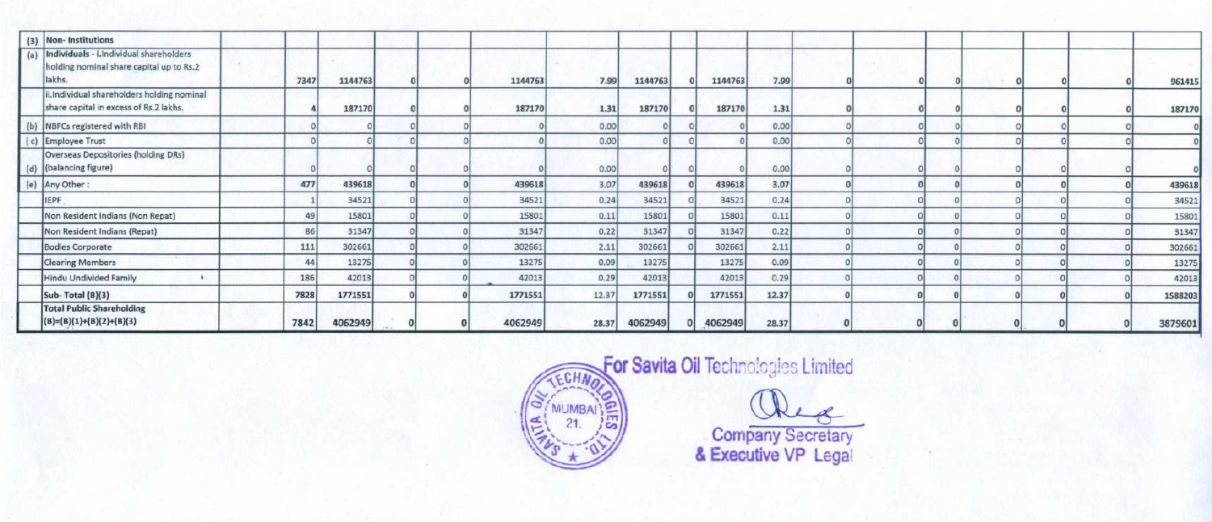| (3) | Non- Institutions | | | | | | | | | | | | | | | | | | |
|---|---|---|---|---|---|---|---|---|---|---|---|---|---|---|---|---|---|---|---|
| (a) | Individuals - i.Individual shareholders holding nominal share capital up to Rs.2 lakhs. | | 7347 | 1144763 | 0 | 0 | 1144763 | 7.99 | 1144763 | 0 | 1144763 | 7.99 | 0 | 0 | 0 | 0 | 0 | 0 | 961415 |
| | ii.Individual shareholders holding nominal share capital in excess of Rs.2 lakhs. | | 4 | 187170 | 0 | 0 | 187170 | 1.31 | 187170 | 0 | 187170 | 1.31 | 0 | 0 | 0 | 0 | 0 | 0 | 187170 |
| (b) | NBFCs registered with RBI | | 0 | 0 | 0 | 0 | 0 | 0.00 | 0 | 0 | 0 | 0.00 | 0 | 0 | 0 | 0 | 0 | 0 | 0 |
| ( c) | Employee Trust | | 0 | 0 | 0 | 0 | 0 | 0.00 | 0 | 0 | 0 | 0.00 | 0 | 0 | 0 | 0 | 0 | 0 | 0 |
| (d) | Overseas Depositories (holding DRs) (balancing figure) | | 0 | 0 | 0 | 0 | 0 | 0.00 | 0 | 0 | 0 | 0.00 | 0 | 0 | 0 | 0 | 0 | 0 | 0 |
| (e) | Any Other : | | 477 | 439618 | 0 | 0 | 439618 | 3.07 | 439618 | 0 | 439618 | 3.07 | 0 | 0 | 0 | 0 | 0 | 0 | 439618 |
| | IEPF | | 1 | 34521 | 0 | 0 | 34521 | 0.24 | 34521 | 0 | 34521 | 0.24 | 0 | 0 | 0 | 0 | 0 | 0 | 34521 |
| | Non Resident Indians (Non Repat) | | 49 | 15801 | 0 | 0 | 15801 | 0.11 | 15801 | 0 | 15801 | 0.11 | 0 | 0 | 0 | 0 | 0 | 0 | 15801 |
| | Non Resident Indians (Repat) | | 86 | 31347 | 0 | 0 | 31347 | 0.22 | 31347 | 0 | 31347 | 0.22 | 0 | 0 | 0 | 0 | 0 | 0 | 31347 |
| | Bodies Corporate | | 111 | 302661 | 0 | 0 | 302661 | 2.11 | 302661 | 0 | 302661 | 2.11 | 0 | 0 | 0 | 0 | 0 | 0 | 302661 |
| | Clearing Members | | 44 | 13275 | 0 | 0 | 13275 | 0.09 | 13275 | 0 | 13275 | 0.09 | 0 | 0 | 0 | 0 | 0 | 0 | 13275 |
| | Hindu Undivided Family | | 186 | 42013 | 0 | 0 | 42013 | 0.29 | 42013 | 0 | 42013 | 0.29 | 0 | 0 | 0 | 0 | 0 | 0 | 42013 |
| | Sub- Total (B)(3) | | 7828 | 1771551 | 0 | 0 | 1771551 | 12.37 | 1771551 | 0 | 1771551 | 12.37 | 0 | 0 | 0 | 0 | 0 | 0 | 1588203 |
| | Total Public Shareholding (B)=(B)(1)+(B)(2)+(B)(3) | | 7842 | 4062949 | 0 | 0 | 4062949 | 28.37 | 4062949 | 0 | 4062949 | 28.37 | 0 | 0 | 0 | 0 | 0 | 0 | 3879601 |

For Savita Oil Technologies Limited

Company Secretary
& Executive VP Legal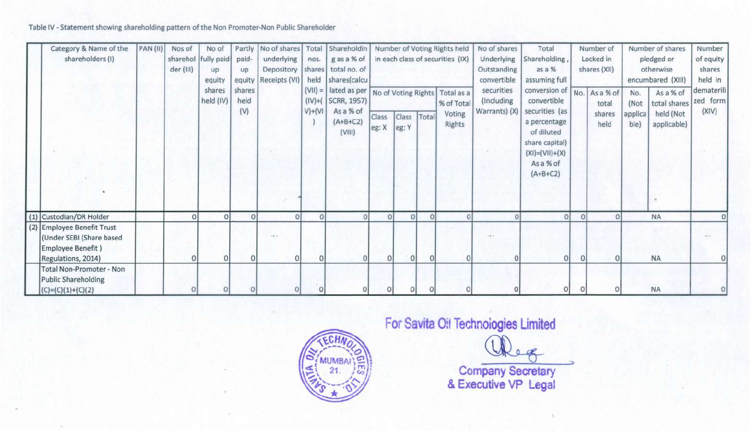Table IV - Statement showing shareholding pattern of the Non Promoter-Non Public Shareholder

| | Category & Name of the shareholders (I) | PAN (II) | Nos of shareholder (III) | No of fully paid-up equity shares held (IV) | Partly paid-up equity shares held (V) | No of shares underlying Depository Receipts (VI) | Total nos. shares held (VII) = (IV)+(V)+(VI) | Shareholding as a % of total no. of shares(calculated as per SCRR, 1957) As a % of (A+B+C2) (VIII) | Number of Voting Rights held in each class of securities (IX) | | | | No of shares Underlying Outstanding convertible securities (Including Warrants) (X) | Total Shareholding, as a % assuming full conversion of convertible securities (as a percentage of diluted share capital) (XI)=(VII)+(X) As a % of (A+B+C2) | Number of Locked in shares (XII) | | Number of shares pledged or otherwise encumbered (XIII) | | Number of equity shares held in dematerilized form (XIV) |
|---|---|---|---|---|---|---|---|---|---|---|---|---|---|---|---|---|---|---|---|
| | | | | | | | | | No of Voting Rights | | | Total as a % of Total Voting Rights | | | No. | As a % of total shares held | No. (Not applicable) | As a % of total shares held (Not applicable) | |
| | | | | | | | | | Class eg: X | Class eg: Y | Total | | | | | | | | |
| (1) | Custodian/DR Holder | | 0 | 0 | 0 | 0 | 0 | 0 | 0 | 0 | 0 | 0 | 0 | 0 | 0 | 0 | NA | | 0 |
| (2) | Employee Benefit Trust (Under SEBI (Share based Employee Benefit) Regulations, 2014) | | 0 | 0 | 0 | 0 | 0 | 0 | 0 | 0 | 0 | 0 | 0 | 0 | 0 | 0 | NA | | 0 |
| | Total Non-Promoter - Non Public Shareholding (C)=(C)(1)+(C)(2) | | 0 | 0 | 0 | 0 | 0 | 0 | 0 | 0 | 0 | 0 | 0 | 0 | 0 | 0 | NA | | 0 |

For Savita Oil Technologies Limited

Company Secretary
& Executive VP Legal